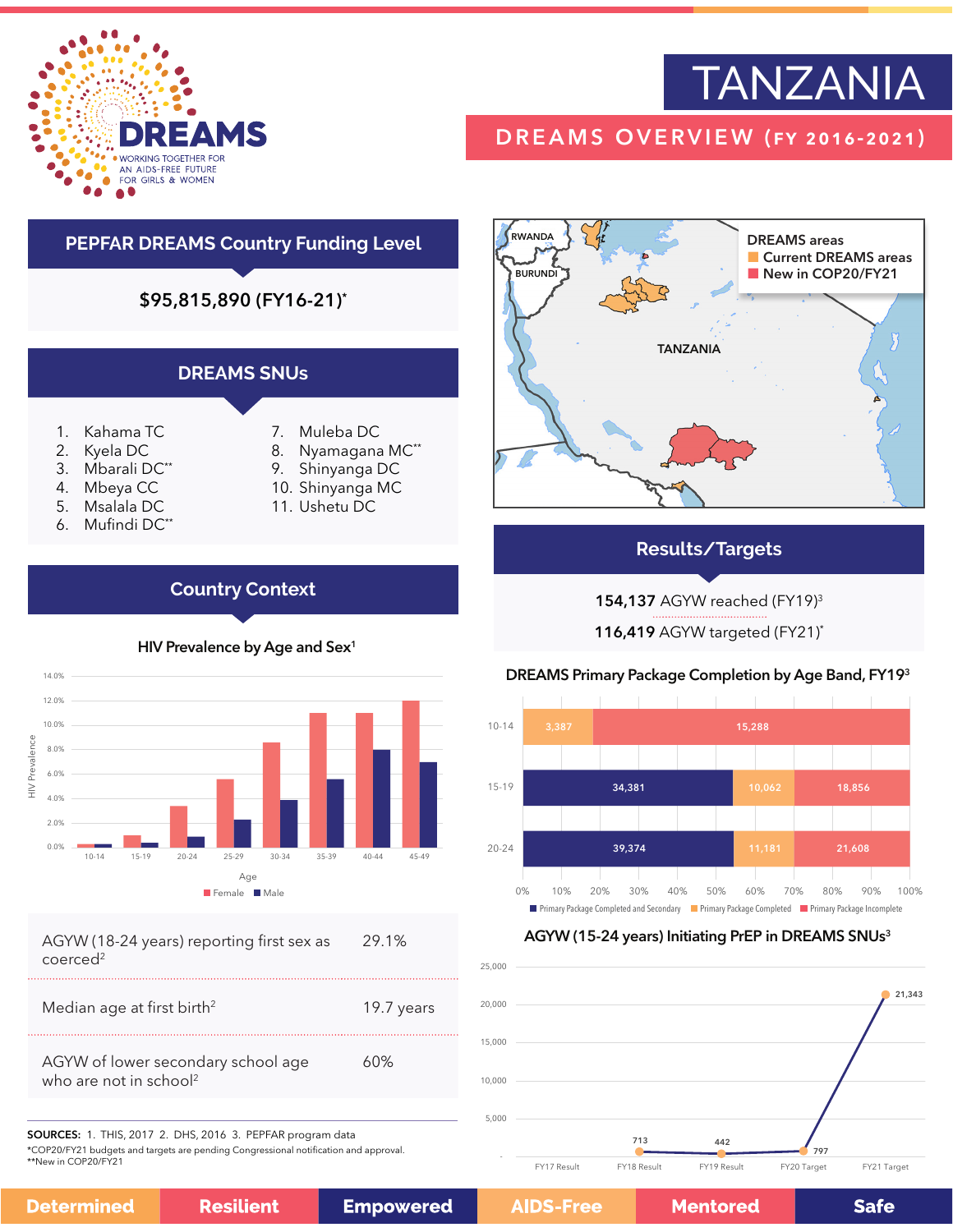# TANZANIA

## DREAMS OVERVIEW (FY 2016-2021)

DREAMS — WORKING TOGETHER FOR AN AIDS-FREE FUTURE FOR GIRLS & WOMEN

## PEPFAR DREAMS Country Funding Level

**$95,815,890 (FY16-21)***

## DREAMS SNUs

1. Kahama TC
2. Kyela DC
3. Mbarali DC**
4. Mbeya CC
5. Msalala DC
6. Mufindi DC**
7. Muleba DC
8. Nyamagana MC**
9. Shinyanga DC
10. Shinyanga MC
11. Ushetu DC

DREAMS areas
- Current DREAMS areas
- New in COP20/FY21

## Country Context

### HIV Prevalence by Age and Sex[1]

| Age | Female | Male |
|---|---|---|
| 10-14 | ~0.3% | ~0.3% |
| 15-19 | ~1.0% | ~0.4% |
| 20-24 | ~3.4% | ~0.9% |
| 25-29 | ~5.6% | ~2.3% |
| 30-34 | ~8.6% | ~3.9% |
| 35-39 | ~11.0% | ~5.6% |
| 40-44 | ~11.0% | ~8.0% |
| 45-49 | ~12.0% | ~7.0% |

| | |
|---|---|
| AGYW (18-24 years) reporting first sex as coerced[2] | 29.1% |
| Median age at first birth[2] | 19.7 years |
| AGYW of lower secondary school age who are not in school[2] | 60% |

## Results/Targets

**154,137** AGYW reached (FY19)[3]

**116,419** AGYW targeted (FY21)*

### DREAMS Primary Package Completion by Age Band, FY19[3]

| Age Band | Primary Package Completed and Secondary | Primary Package Completed | Primary Package Incomplete |
|---|---|---|---|
| 10-14 | | 3,387 | 15,288 |
| 15-19 | 34,381 | 10,062 | 18,856 |
| 20-24 | 39,374 | 11,181 | 21,608 |

### AGYW (15-24 years) Initiating PrEP in DREAMS SNUs[3]

| FY17 Result | FY18 Result | FY19 Result | FY20 Target | FY21 Target |
|---|---|---|---|---|
| | 713 | 442 | 797 | 21,343 |

**SOURCES:** 1. THIS, 2017 2. DHS, 2016 3. PEPFAR program data

*COP20/FY21 budgets and targets are pending Congressional notification and approval.

**New in COP20/FY21

Determined | Resilient | Empowered | AIDS-Free | Mentored | Safe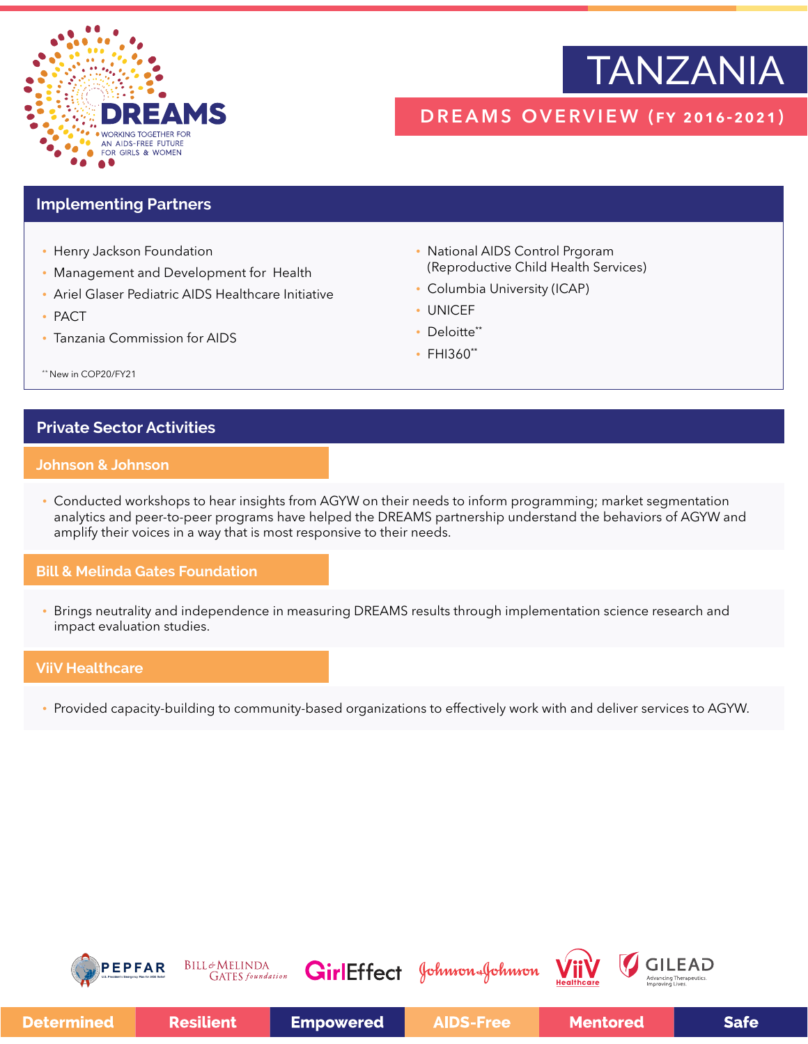# TANZANIA

## DREAMS OVERVIEW (FY 2016-2021)

DREAMS
WORKING TOGETHER FOR AN AIDS-FREE FUTURE FOR GIRLS & WOMEN

## Implementing Partners

- Henry Jackson Foundation
- Management and Development for Health
- Ariel Glaser Pediatric AIDS Healthcare Initiative
- PACT
- Tanzania Commission for AIDS
- National AIDS Control Prgoram (Reproductive Child Health Services)
- Columbia University (ICAP)
- UNICEF
- Deloitte**
- FHI360**

** New in COP20/FY21

## Private Sector Activities

### Johnson & Johnson

- Conducted workshops to hear insights from AGYW on their needs to inform programming; market segmentation analytics and peer-to-peer programs have helped the DREAMS partnership understand the behaviors of AGYW and amplify their voices in a way that is most responsive to their needs.

### Bill & Melinda Gates Foundation

- Brings neutrality and independence in measuring DREAMS results through implementation science research and impact evaluation studies.

### ViiV Healthcare

- Provided capacity-building to community-based organizations to effectively work with and deliver services to AGYW.

PEPFAR | BILL & MELINDA GATES foundation | GirlEffect | Johnson & Johnson | ViiV Healthcare | GILEAD Advancing Therapeutics. Improving Lives.

Determined | Resilient | Empowered | AIDS-Free | Mentored | Safe